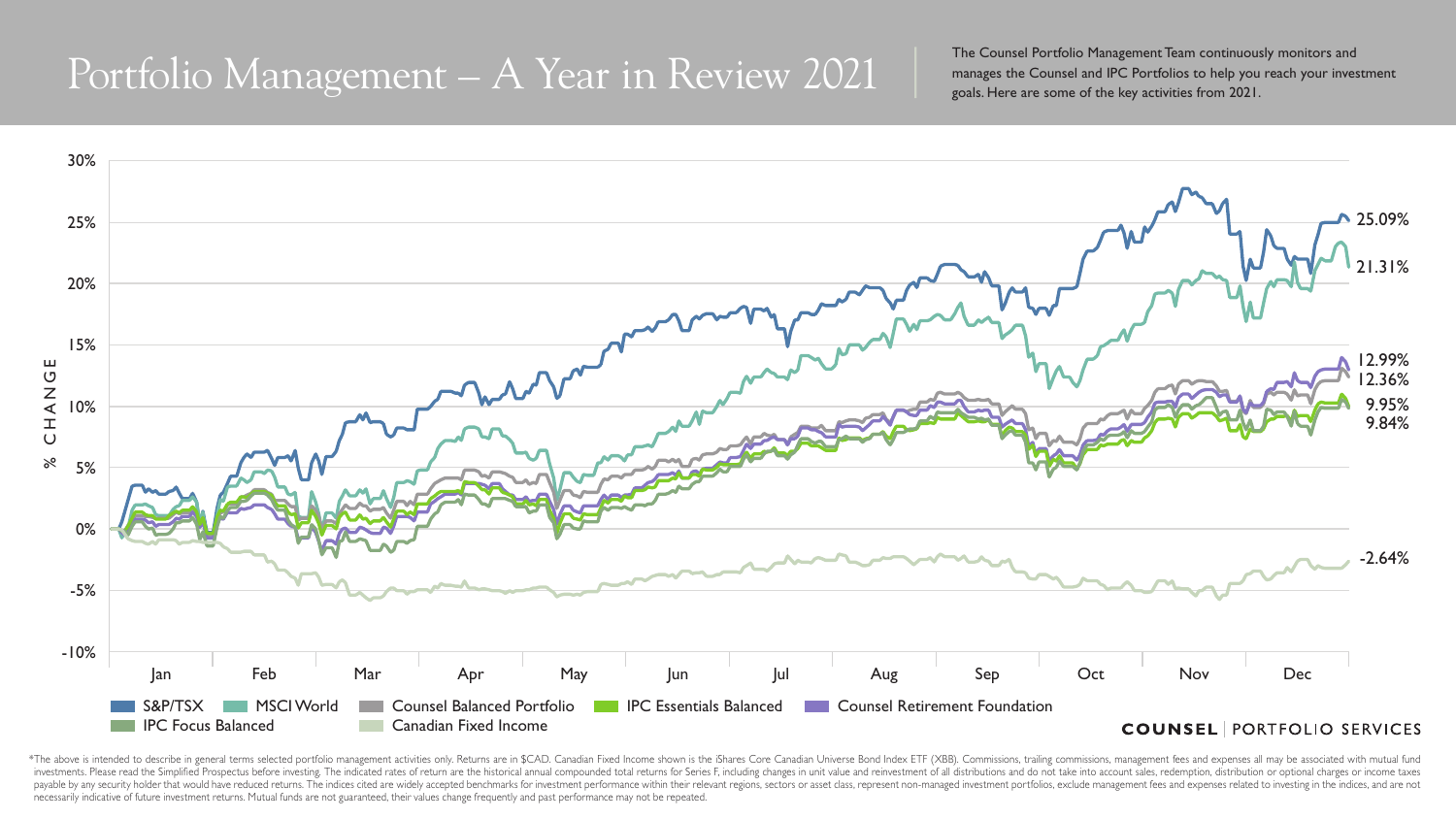# Portfolio Management – A Year in Review 2021

The Counsel Portfolio Management Team continuously monitors and manages the Counsel and IPC Portfolios to help you reach your investment goals. Here are some of the key activities from 2021.

% CHANGE

30%
25%
20%
15%
10%
5%
0%
-5%
-10%

Jan Feb Mar Apr May Jun Jul Aug Sep Oct Nov Dec

25.09%
21.31%
12.99%
12.36%
9.95%
9.84%
-2.64%

S&P/TSX | MSCI World | Counsel Balanced Portfolio | IPC Essentials Balanced | Counsel Retirement Foundation | IPC Focus Balanced | Canadian Fixed Income

**COUNSEL** | PORTFOLIO SERVICES

*The above is intended to describe in general terms selected portfolio management activities only. Returns are in $CAD. Canadian Fixed Income shown is the iShares Core Canadian Universe Bond Index ETF (XBB). Commissions, trailing commissions, management fees and expenses all may be associated with mutual fund investments. Please read the Simplified Prospectus before investing. The indicated rates of return are the historical annual compounded total returns for Series F, including changes in unit value and reinvestment of all distributions and do not take into account sales, redemption, distribution or optional charges or income taxes payable by any security holder that would have reduced returns. The indices cited are widely accepted benchmarks for investment performance within their relevant regions, sectors or asset class, represent non-managed investment portfolios, exclude management fees and expenses related to investing in the indices, and are not necessarily indicative of future investment returns. Mutual funds are not guaranteed, their values change frequently and past performance may not be repeated.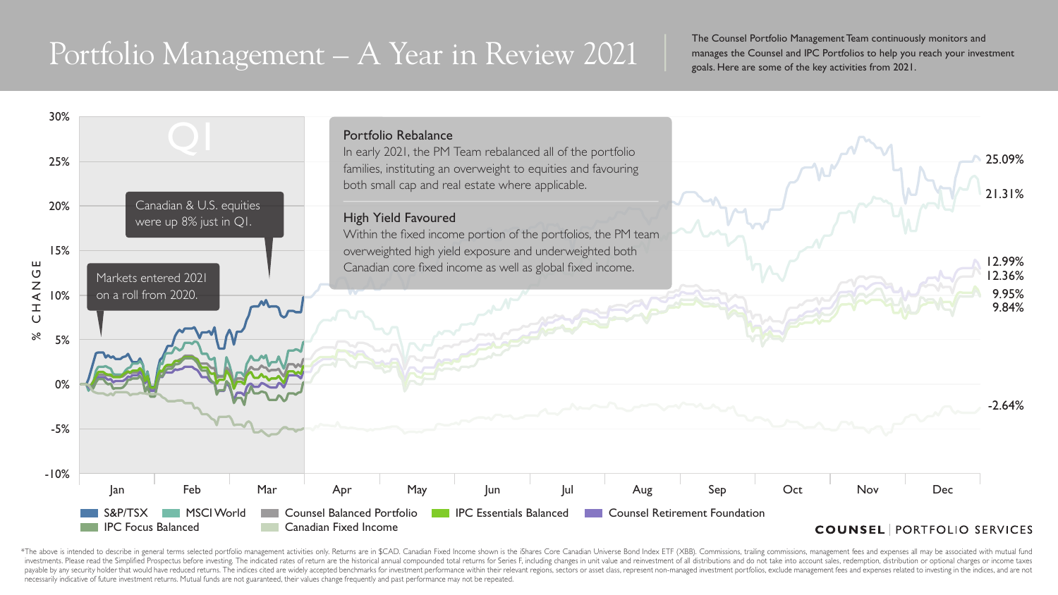# Portfolio Management – A Year in Review 2021

The Counsel Portfolio Management Team continuously monitors and manages the Counsel and IPC Portfolios to help you reach your investment goals. Here are some of the key activities from 2021.

Q1

Markets entered 2021 on a roll from 2020.

Canadian & U.S. equities were up 8% just in Q1.

### Portfolio Rebalance

In early 2021, the PM Team rebalanced all of the portfolio families, instituting an overweight to equities and favouring both small cap and real estate where applicable.

### High Yield Favoured

Within the fixed income portion of the portfolios, the PM team overweighted high yield exposure and underweighted both Canadian core fixed income as well as global fixed income.

% CHANGE: 30%, 25%, 20%, 15%, 10%, 5%, 0%, -5%, -10%

Jan, Feb, Mar, Apr, May, Jun, Jul, Aug, Sep, Oct, Nov, Dec

Year-end values: 25.09%, 21.31%, 12.99%, 12.36%, 9.95%, 9.84%, -2.64%

S&P/TSX, MSCI World, Counsel Balanced Portfolio, IPC Essentials Balanced, Counsel Retirement Foundation, IPC Focus Balanced, Canadian Fixed Income

COUNSEL | PORTFOLIO SERVICES

*The above is intended to describe in general terms selected portfolio management activities only. Returns are in $CAD. Canadian Fixed Income shown is the iShares Core Canadian Universe Bond Index ETF (XBB). Commissions, trailing commissions, management fees and expenses all may be associated with mutual fund investments. Please read the Simplified Prospectus before investing. The indicated rates of return are the historical annual compounded total returns for Series F, including changes in unit value and reinvestment of all distributions and do not take into account sales, redemption, distribution or optional charges or income taxes payable by any security holder that would have reduced returns. The indices cited are widely accepted benchmarks for investment performance within their relevant regions, sectors or asset class, represent non-managed investment portfolios, exclude management fees and expenses related to investing in the indices, and are not necessarily indicative of future investment returns. Mutual funds are not guaranteed, their values change frequently and past performance may not be repeated.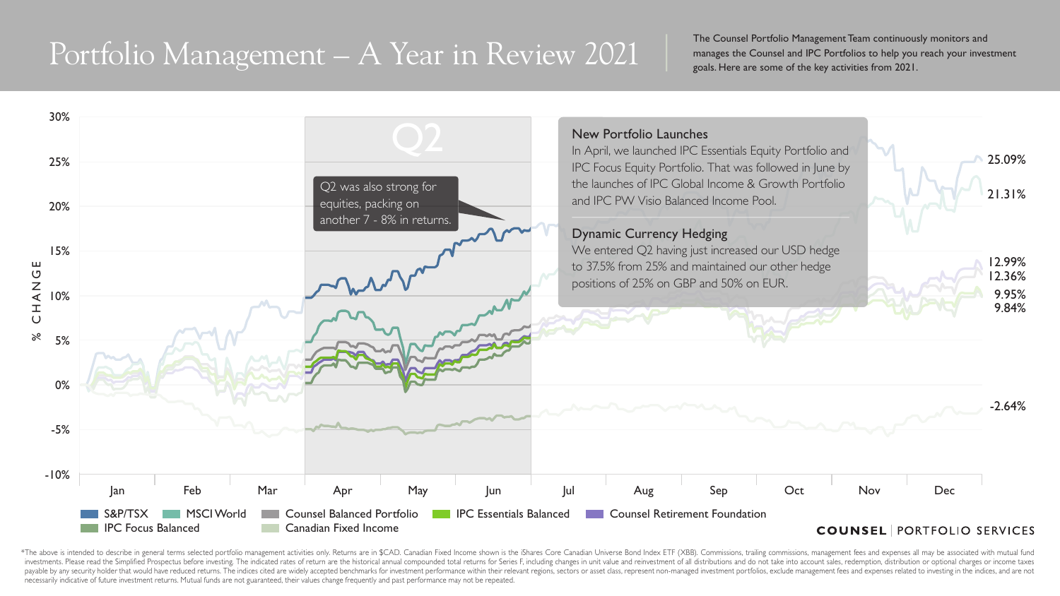# Portfolio Management – A Year in Review 2021

The Counsel Portfolio Management Team continuously monitors and manages the Counsel and IPC Portfolios to help you reach your investment goals. Here are some of the key activities from 2021.

Q2

Q2 was also strong for equities, packing on another 7 - 8% in returns.

### New Portfolio Launches

In April, we launched IPC Essentials Equity Portfolio and IPC Focus Equity Portfolio. That was followed in June by the launches of IPC Global Income & Growth Portfolio and IPC PW Visio Balanced Income Pool.

### Dynamic Currency Hedging

We entered Q2 having just increased our USD hedge to 37.5% from 25% and maintained our other hedge positions of 25% on GBP and 50% on EUR.

% CHANGE: 30%, 25%, 20%, 15%, 10%, 5%, 0%, -5%, -10%

Jan, Feb, Mar, Apr, May, Jun, Jul, Aug, Sep, Oct, Nov, Dec

25.09%, 21.31%, 12.99%, 12.36%, 9.95%, 9.84%, -2.64%

S&P/TSX | MSCI World | Counsel Balanced Portfolio | IPC Essentials Balanced | Counsel Retirement Foundation | IPC Focus Balanced | Canadian Fixed Income

COUNSEL | PORTFOLIO SERVICES

*The above is intended to describe in general terms selected portfolio management activities only. Returns are in $CAD. Canadian Fixed Income shown is the iShares Core Canadian Universe Bond Index ETF (XBB). Commissions, trailing commissions, management fees and expenses all may be associated with mutual fund investments. Please read the Simplified Prospectus before investing. The indicated rates of return are the historical annual compounded total returns for Series F, including changes in unit value and reinvestment of all distributions and do not take into account sales, redemption, distribution or optional charges or income taxes payable by any security holder that would have reduced returns. The indices cited are widely accepted benchmarks for investment performance within their relevant regions, sectors or asset class, represent non-managed investment portfolios, exclude management fees and expenses related to investing in the indices, and are not necessarily indicative of future investment returns. Mutual funds are not guaranteed, their values change frequently and past performance may not be repeated.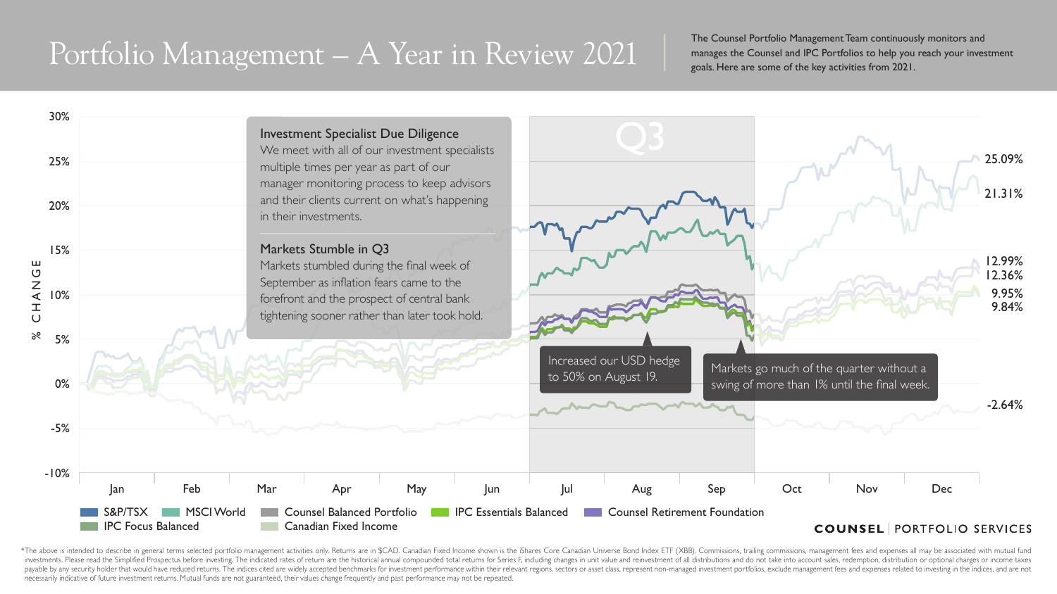# Portfolio Management – A Year in Review 2021

The Counsel Portfolio Management Team continuously monitors and manages the Counsel and IPC Portfolios to help you reach your investment goals. Here are some of the key activities from 2021.

### Investment Specialist Due Diligence

We meet with all of our investment specialists multiple times per year as part of our manager monitoring process to keep advisors and their clients current on what's happening in their investments.

### Markets Stumble in Q3

Markets stumbled during the final week of September as inflation fears came to the forefront and the prospect of central bank tightening sooner rather than later took hold.

Q3

Increased our USD hedge to 50% on August 19.

Markets go much of the quarter without a swing of more than 1% until the final week.

% CHANGE: 30%, 25%, 20%, 15%, 10%, 5%, 0%, -5%, -10%

Jan, Feb, Mar, Apr, May, Jun, Jul, Aug, Sep, Oct, Nov, Dec

25.09%
21.31%
12.99%
12.36%
9.95%
9.84%
-2.64%

S&P/TSX | MSCI World | Counsel Balanced Portfolio | IPC Essentials Balanced | Counsel Retirement Foundation | IPC Focus Balanced | Canadian Fixed Income

COUNSEL | PORTFOLIO SERVICES

*The above is intended to describe in general terms selected portfolio management activities only. Returns are in $CAD. Canadian Fixed Income shown is the iShares Core Canadian Universe Bond Index ETF (XBB). Commissions, trailing commissions, management fees and expenses all may be associated with mutual fund investments. Please read the Simplified Prospectus before investing. The indicated rates of return are the historical annual compounded total returns for Series F, including changes in unit value and reinvestment of all distributions and do not take into account sales, redemption, distribution or optional charges or income taxes payable by any security holder that would have reduced returns. The indices cited are widely accepted benchmarks for investment performance within their relevant regions, sectors or asset class, represent non-managed investment portfolios, exclude management fees and expenses related to investing in the indices, and are not necessarily indicative of future investment returns. Mutual funds are not guaranteed, their values change frequently and past performance may not be repeated.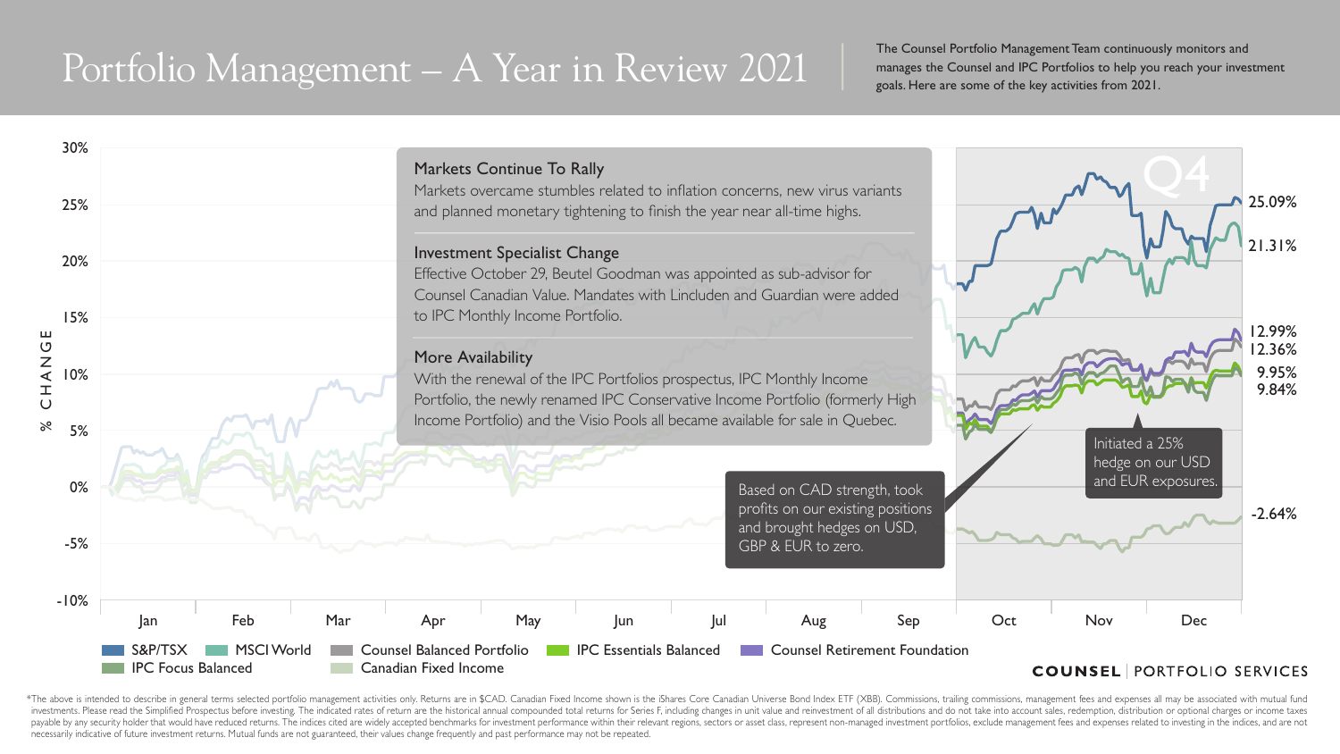# Portfolio Management – A Year in Review 2021

The Counsel Portfolio Management Team continuously monitors and manages the Counsel and IPC Portfolios to help you reach your investment goals. Here are some of the key activities from 2021.

### Markets Continue To Rally

Markets overcame stumbles related to inflation concerns, new virus variants and planned monetary tightening to finish the year near all-time highs.

### Investment Specialist Change

Effective October 29, Beutel Goodman was appointed as sub-advisor for Counsel Canadian Value. Mandates with Lincluden and Guardian were added to IPC Monthly Income Portfolio.

### More Availability

With the renewal of the IPC Portfolios prospectus, IPC Monthly Income Portfolio, the newly renamed IPC Conservative Income Portfolio (formerly High Income Portfolio) and the Visio Pools all became available for sale in Quebec.

Based on CAD strength, took profits on our existing positions and brought hedges on USD, GBP & EUR to zero.

Initiated a 25% hedge on our USD and EUR exposures.

Q4

% CHANGE

30%
25%
20%
15%
10%
5%
0%
-5%
-10%

Jan Feb Mar Apr May Jun Jul Aug Sep Oct Nov Dec

25.09%
21.31%
12.99%
12.36%
9.95%
9.84%
-2.64%

S&P/TSX
MSCI World
Counsel Balanced Portfolio
IPC Essentials Balanced
Counsel Retirement Foundation
IPC Focus Balanced
Canadian Fixed Income

COUNSEL | PORTFOLIO SERVICES

*The above is intended to describe in general terms selected portfolio management activities only. Returns are in $CAD. Canadian Fixed Income shown is the iShares Core Canadian Universe Bond Index ETF (XBB). Commissions, trailing commissions, management fees and expenses all may be associated with mutual fund investments. Please read the Simplified Prospectus before investing. The indicated rates of return are the historical annual compounded total returns for Series F, including changes in unit value and reinvestment of all distributions and do not take into account sales, redemption, distribution or optional charges or income taxes payable by any security holder that would have reduced returns. The indices cited are widely accepted benchmarks for investment performance within their relevant regions, sectors or asset class, represent non-managed investment portfolios, exclude management fees and expenses related to investing in the indices, and are not necessarily indicative of future investment returns. Mutual funds are not guaranteed, their values change frequently and past performance may not be repeated.